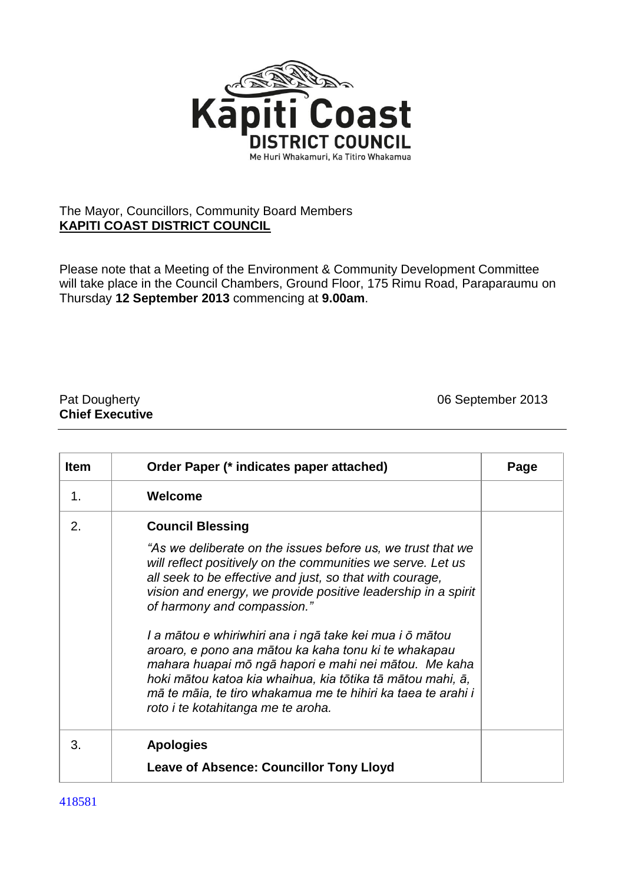Kāpiti Coast
DISTRICT COUNCIL
Me Huri Whakamuri, Ka Titiro Whakamua

The Mayor, Councillors, Community Board Members
**KAPITI COAST DISTRICT COUNCIL**

Please note that a Meeting of the Environment & Community Development Committee will take place in the Council Chambers, Ground Floor, 175 Rimu Road, Paraparaumu on Thursday **12 September 2013** commencing at **9.00am**.

Pat Dougherty
**Chief Executive**

06 September 2013

| Item | Order Paper (* indicates paper attached) | Page |
|---|---|---|
| 1. | **Welcome** | |
| 2. | **Council Blessing**<br>*"As we deliberate on the issues before us, we trust that we will reflect positively on the communities we serve. Let us all seek to be effective and just, so that with courage, vision and energy, we provide positive leadership in a spirit of harmony and compassion."*<br>*I a mātou e whiriwhiri ana i ngā take kei mua i ō mātou aroaro, e pono ana mātou ka kaha tonu ki te whakapau mahara huapai mō ngā hapori e mahi nei mātou. Me kaha hoki mātou katoa kia whaihua, kia tōtika tā mātou mahi, ā, mā te māia, te tiro whakamua me te hihiri ka taea te arahi i roto i te kotahitanga me te aroha.* | |
| 3. | **Apologies**<br>**Leave of Absence: Councillor Tony Lloyd** | |

418581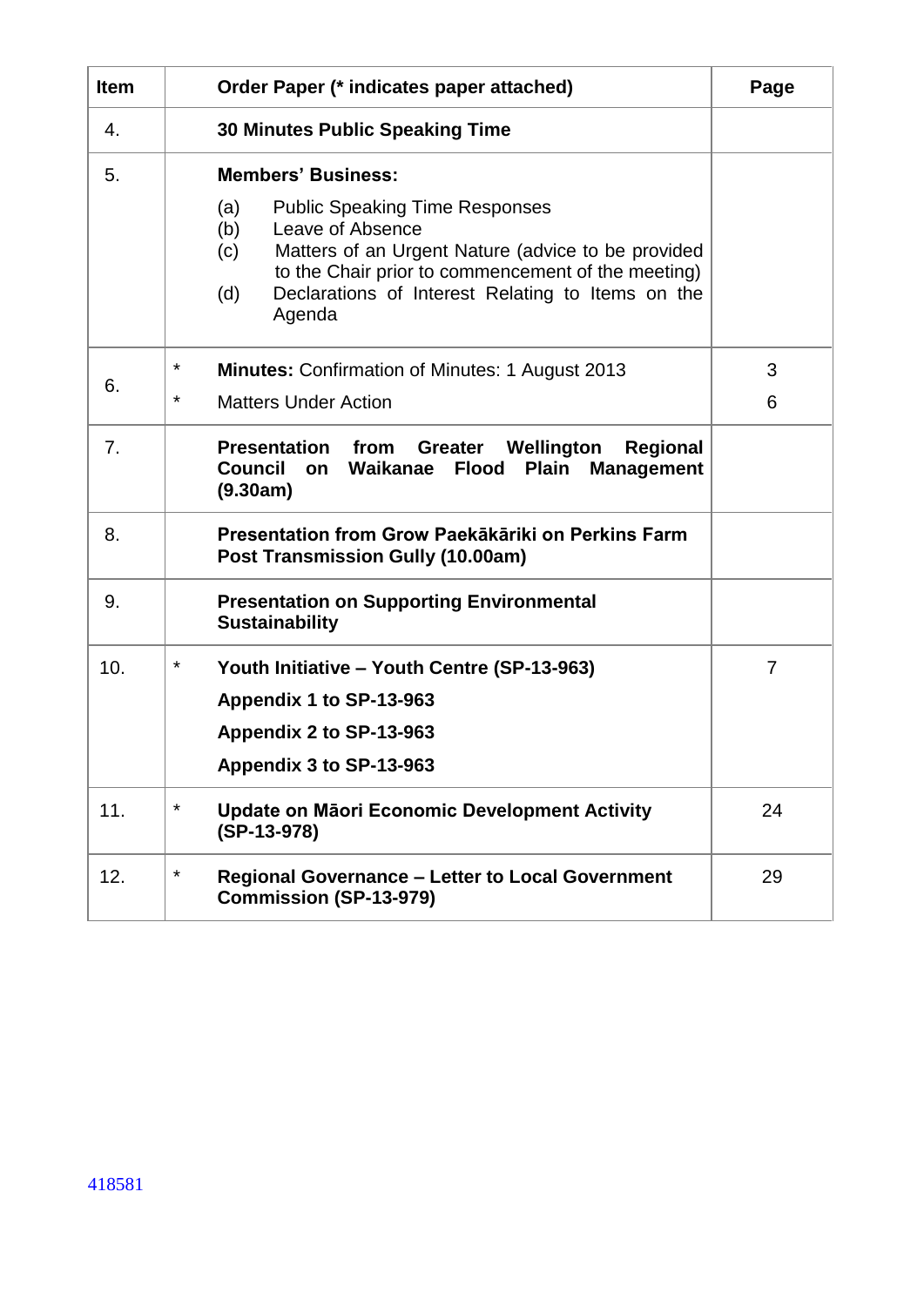| Item | | Order Paper (* indicates paper attached) | Page |
|---|---|---|---|
| 4. | | **30 Minutes Public Speaking Time** | |
| 5. | | **Members' Business:**<br>(a) Public Speaking Time Responses<br>(b) Leave of Absence<br>(c) Matters of an Urgent Nature (advice to be provided to the Chair prior to commencement of the meeting)<br>(d) Declarations of Interest Relating to Items on the Agenda | |
| 6. | *<br>* | **Minutes:** Confirmation of Minutes: 1 August 2013<br>Matters Under Action | 3<br>6 |
| 7. | | **Presentation from Greater Wellington Regional Council on Waikanae Flood Plain Management (9.30am)** | |
| 8. | | **Presentation from Grow Paekākāriki on Perkins Farm Post Transmission Gully (10.00am)** | |
| 9. | | **Presentation on Supporting Environmental Sustainability** | |
| 10. | * | **Youth Initiative – Youth Centre (SP-13-963)**<br>**Appendix 1 to SP-13-963**<br>**Appendix 2 to SP-13-963**<br>**Appendix 3 to SP-13-963** | 7 |
| 11. | * | **Update on Māori Economic Development Activity (SP-13-978)** | 24 |
| 12. | * | **Regional Governance – Letter to Local Government Commission (SP-13-979)** | 29 |

418581